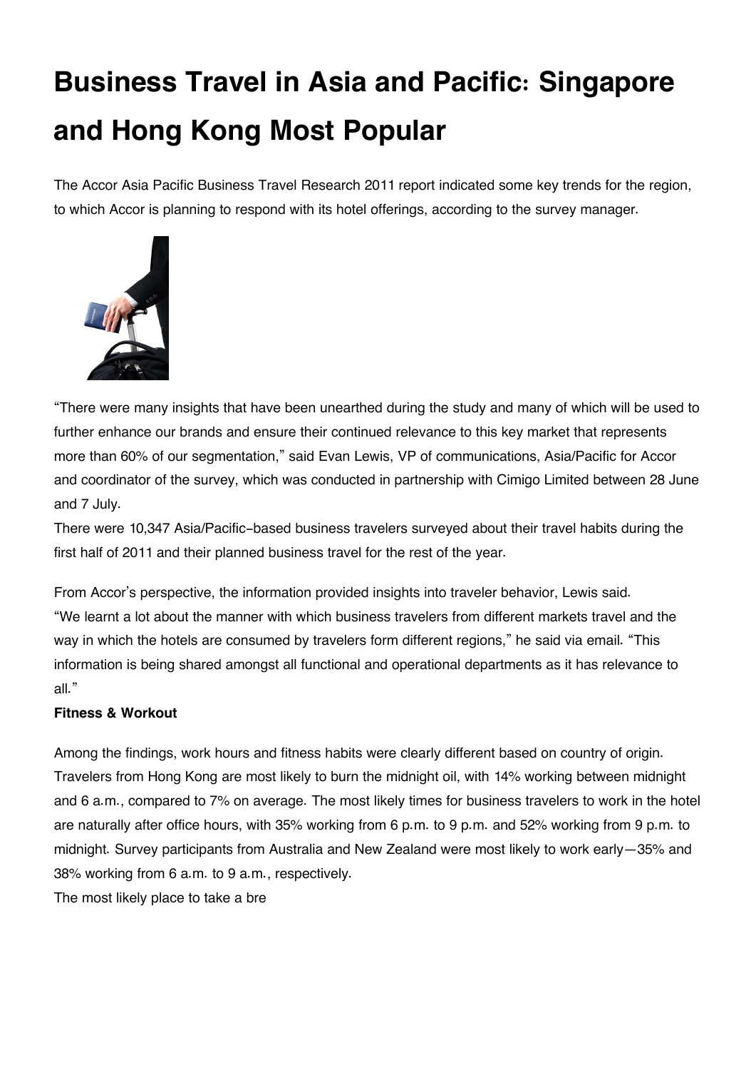# Business Travel in Asia and Pacific: Singapore and Hong Kong Most Popular

The Accor Asia Pacific Business Travel Research 2011 report indicated some key trends for the region, to which Accor is planning to respond with its hotel offerings, according to the survey manager.

"There were many insights that have been unearthed during the study and many of which will be used to further enhance our brands and ensure their continued relevance to this key market that represents more than 60% of our segmentation," said Evan Lewis, VP of communications, Asia/Pacific for Accor and coordinator of the survey, which was conducted in partnership with Cimigo Limited between 28 June and 7 July.

There were 10,347 Asia/Pacific-based business travelers surveyed about their travel habits during the first half of 2011 and their planned business travel for the rest of the year.

From Accor's perspective, the information provided insights into traveler behavior, Lewis said. "We learnt a lot about the manner with which business travelers from different markets travel and the way in which the hotels are consumed by travelers form different regions," he said via email. "This information is being shared amongst all functional and operational departments as it has relevance to all."

**Fitness & Workout**

Among the findings, work hours and fitness habits were clearly different based on country of origin. Travelers from Hong Kong are most likely to burn the midnight oil, with 14% working between midnight and 6 a.m., compared to 7% on average. The most likely times for business travelers to work in the hotel are naturally after office hours, with 35% working from 6 p.m. to 9 p.m. and 52% working from 9 p.m. to midnight. Survey participants from Australia and New Zealand were most likely to work early—35% and 38% working from 6 a.m. to 9 a.m., respectively.

The most likely place to take a bre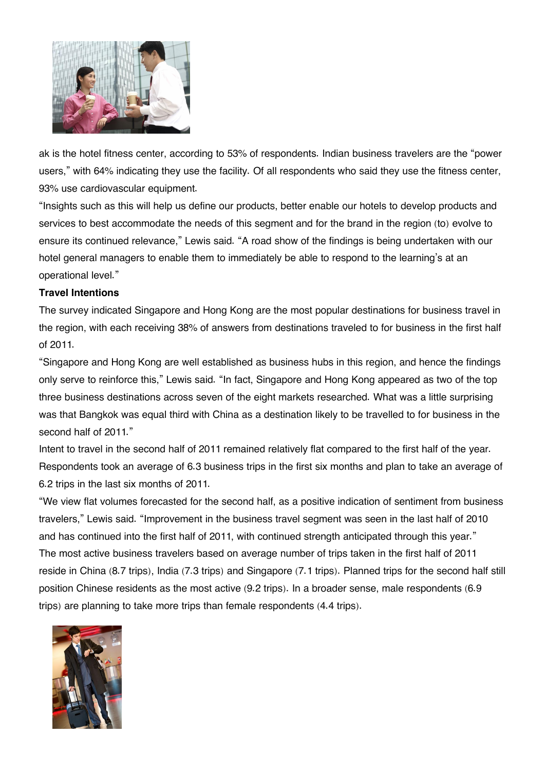ak is the hotel fitness center, according to 53% of respondents. Indian business travelers are the "power users," with 64% indicating they use the facility. Of all respondents who said they use the fitness center, 93% use cardiovascular equipment.

"Insights such as this will help us define our products, better enable our hotels to develop products and services to best accommodate the needs of this segment and for the brand in the region (to) evolve to ensure its continued relevance," Lewis said. "A road show of the findings is being undertaken with our hotel general managers to enable them to immediately be able to respond to the learning's at an operational level."

**Travel Intentions**

The survey indicated Singapore and Hong Kong are the most popular destinations for business travel in the region, with each receiving 38% of answers from destinations traveled to for business in the first half of 2011.

"Singapore and Hong Kong are well established as business hubs in this region, and hence the findings only serve to reinforce this," Lewis said. "In fact, Singapore and Hong Kong appeared as two of the top three business destinations across seven of the eight markets researched. What was a little surprising was that Bangkok was equal third with China as a destination likely to be travelled to for business in the second half of 2011."

Intent to travel in the second half of 2011 remained relatively flat compared to the first half of the year. Respondents took an average of 6.3 business trips in the first six months and plan to take an average of 6.2 trips in the last six months of 2011.

"We view flat volumes forecasted for the second half, as a positive indication of sentiment from business travelers," Lewis said. "Improvement in the business travel segment was seen in the last half of 2010 and has continued into the first half of 2011, with continued strength anticipated through this year."

The most active business travelers based on average number of trips taken in the first half of 2011 reside in China (8.7 trips), India (7.3 trips) and Singapore (7.1 trips). Planned trips for the second half still position Chinese residents as the most active (9.2 trips). In a broader sense, male respondents (6.9 trips) are planning to take more trips than female respondents (4.4 trips).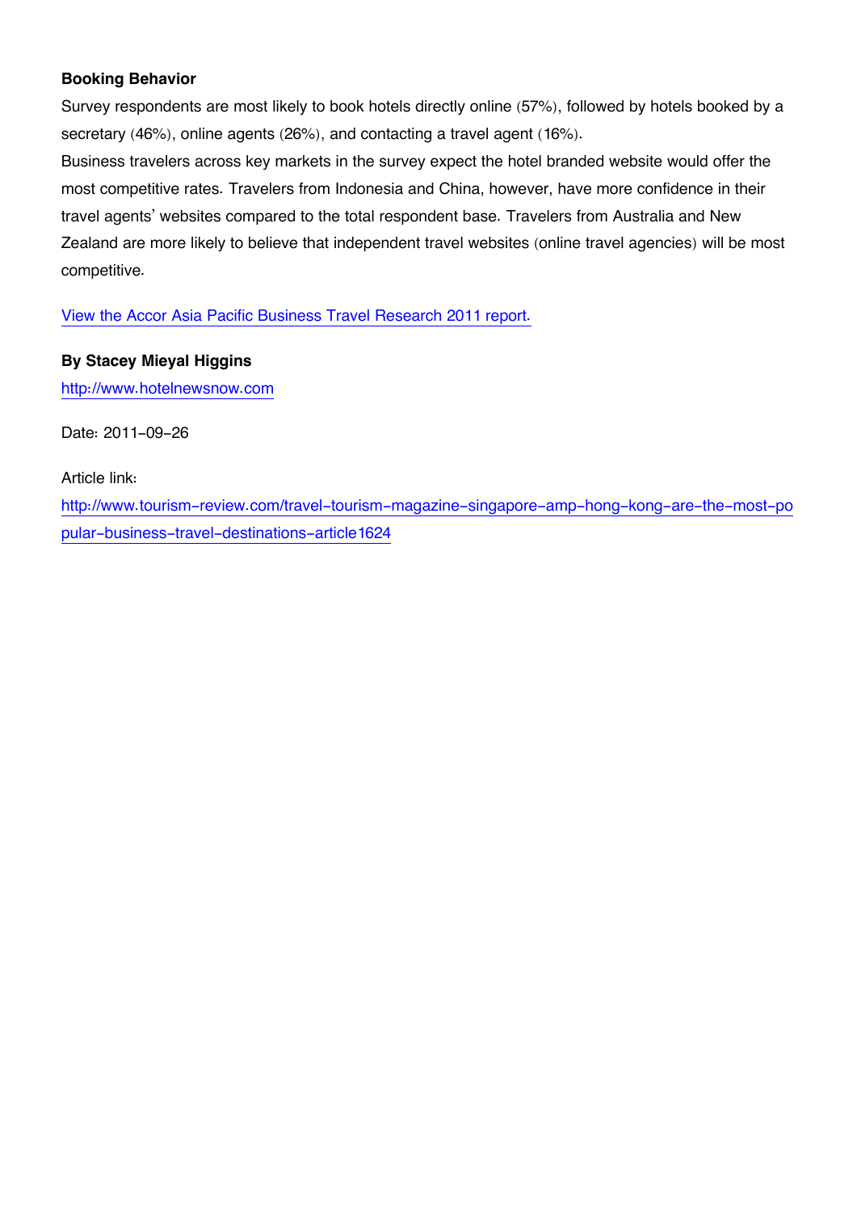**Booking Behavior**

Survey respondents are most likely to book hotels directly online (57%), followed by hotels booked by a secretary (46%), online agents (26%), and contacting a travel agent (16%).

Business travelers across key markets in the survey expect the hotel branded website would offer the most competitive rates. Travelers from Indonesia and China, however, have more confidence in their travel agents' websites compared to the total respondent base. Travelers from Australia and New Zealand are more likely to believe that independent travel websites (online travel agencies) will be most competitive.

View the Accor Asia Pacific Business Travel Research 2011 report.

**By Stacey Mieyal Higgins**

http://www.hotelnewsnow.com

Date: 2011-09-26

Article link:

http://www.tourism-review.com/travel-tourism-magazine-singapore-amp-hong-kong-are-the-most-popular-business-travel-destinations-article1624